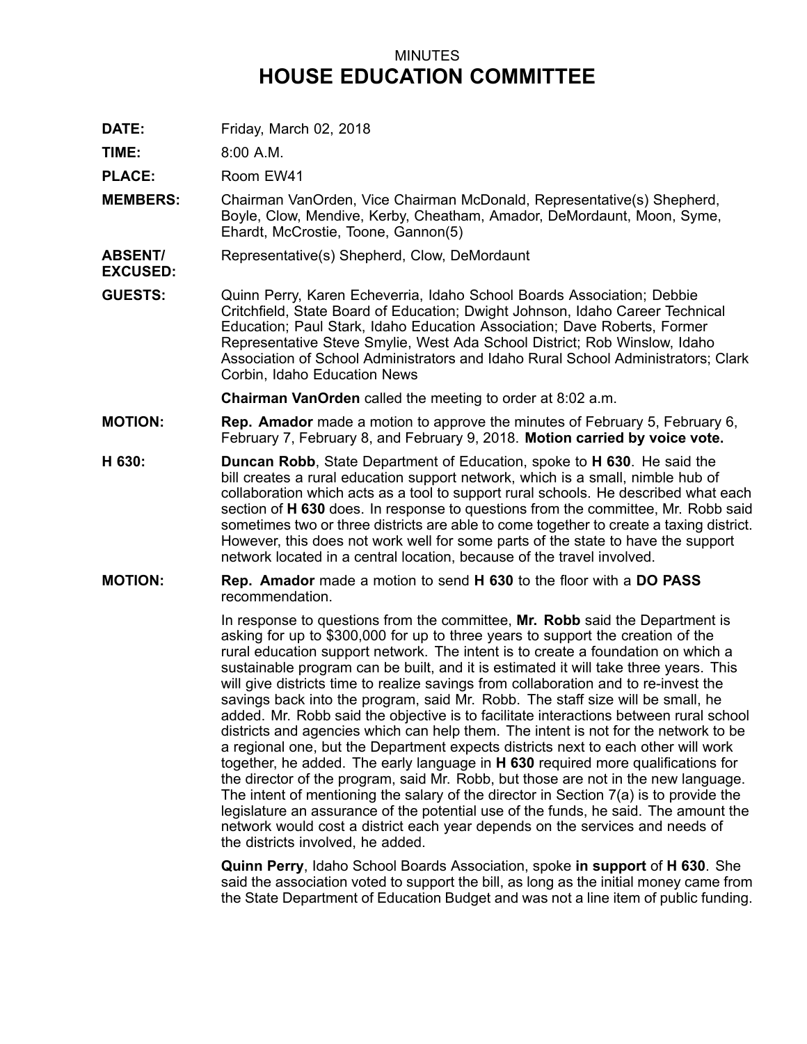MINUTES

# HOUSE EDUCATION COMMITTEE

**DATE:** Friday, March 02, 2018

**TIME:** 8:00 A.M.

**PLACE:** Room EW41

**MEMBERS:** Chairman VanOrden, Vice Chairman McDonald, Representative(s) Shepherd, Boyle, Clow, Mendive, Kerby, Cheatham, Amador, DeMordaunt, Moon, Syme, Ehardt, McCrostie, Toone, Gannon(5)

**ABSENT/ EXCUSED:** Representative(s) Shepherd, Clow, DeMordaunt

**GUESTS:** Quinn Perry, Karen Echeverria, Idaho School Boards Association; Debbie Critchfield, State Board of Education; Dwight Johnson, Idaho Career Technical Education; Paul Stark, Idaho Education Association; Dave Roberts, Former Representative Steve Smylie, West Ada School District; Rob Winslow, Idaho Association of School Administrators and Idaho Rural School Administrators; Clark Corbin, Idaho Education News

**Chairman VanOrden** called the meeting to order at 8:02 a.m.

**MOTION:** **Rep. Amador** made a motion to approve the minutes of February 5, February 6, February 7, February 8, and February 9, 2018. **Motion carried by voice vote.**

**H 630:** **Duncan Robb**, State Department of Education, spoke to **H 630**. He said the bill creates a rural education support network, which is a small, nimble hub of collaboration which acts as a tool to support rural schools. He described what each section of **H 630** does. In response to questions from the committee, Mr. Robb said sometimes two or three districts are able to come together to create a taxing district. However, this does not work well for some parts of the state to have the support network located in a central location, because of the travel involved.

**MOTION:** **Rep. Amador** made a motion to send **H 630** to the floor with a **DO PASS** recommendation.

In response to questions from the committee, **Mr. Robb** said the Department is asking for up to $300,000 for up to three years to support the creation of the rural education support network. The intent is to create a foundation on which a sustainable program can be built, and it is estimated it will take three years. This will give districts time to realize savings from collaboration and to re-invest the savings back into the program, said Mr. Robb. The staff size will be small, he added. Mr. Robb said the objective is to facilitate interactions between rural school districts and agencies which can help them. The intent is not for the network to be a regional one, but the Department expects districts next to each other will work together, he added. The early language in **H 630** required more qualifications for the director of the program, said Mr. Robb, but those are not in the new language. The intent of mentioning the salary of the director in Section 7(a) is to provide the legislature an assurance of the potential use of the funds, he said. The amount the network would cost a district each year depends on the services and needs of the districts involved, he added.

**Quinn Perry**, Idaho School Boards Association, spoke **in support** of **H 630**. She said the association voted to support the bill, as long as the initial money came from the State Department of Education Budget and was not a line item of public funding.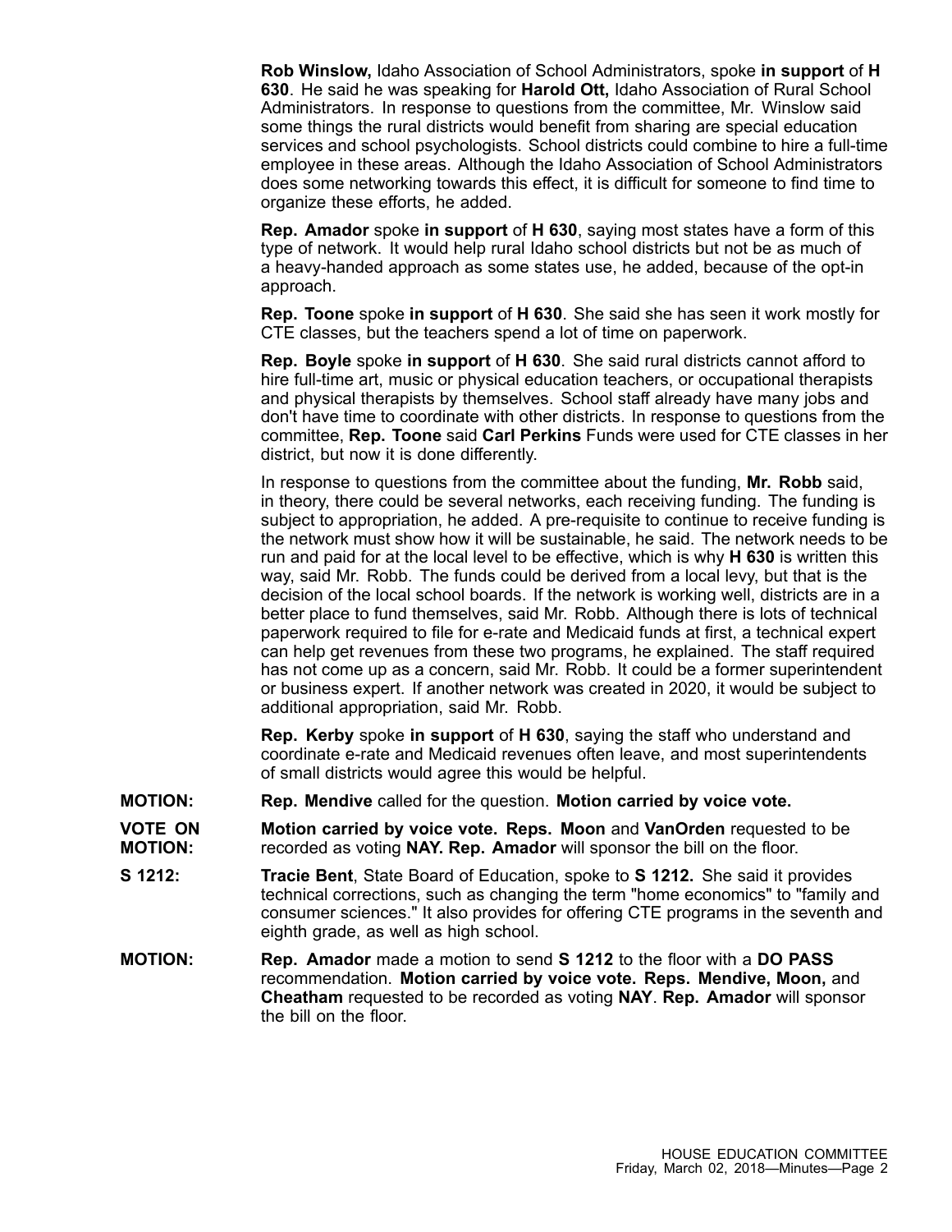**Rob Winslow,** Idaho Association of School Administrators, spoke **in support** of **H 630**. He said he was speaking for **Harold Ott,** Idaho Association of Rural School Administrators. In response to questions from the committee, Mr. Winslow said some things the rural districts would benefit from sharing are special education services and school psychologists. School districts could combine to hire a full-time employee in these areas. Although the Idaho Association of School Administrators does some networking towards this effect, it is difficult for someone to find time to organize these efforts, he added.

**Rep. Amador** spoke **in support** of **H 630**, saying most states have a form of this type of network. It would help rural Idaho school districts but not be as much of a heavy-handed approach as some states use, he added, because of the opt-in approach.

**Rep. Toone** spoke **in support** of **H 630**. She said she has seen it work mostly for CTE classes, but the teachers spend a lot of time on paperwork.

**Rep. Boyle** spoke **in support** of **H 630**. She said rural districts cannot afford to hire full-time art, music or physical education teachers, or occupational therapists and physical therapists by themselves. School staff already have many jobs and don't have time to coordinate with other districts. In response to questions from the committee, **Rep. Toone** said **Carl Perkins** Funds were used for CTE classes in her district, but now it is done differently.

In response to questions from the committee about the funding, **Mr. Robb** said, in theory, there could be several networks, each receiving funding. The funding is subject to appropriation, he added. A pre-requisite to continue to receive funding is the network must show how it will be sustainable, he said. The network needs to be run and paid for at the local level to be effective, which is why **H 630** is written this way, said Mr. Robb. The funds could be derived from a local levy, but that is the decision of the local school boards. If the network is working well, districts are in a better place to fund themselves, said Mr. Robb. Although there is lots of technical paperwork required to file for e-rate and Medicaid funds at first, a technical expert can help get revenues from these two programs, he explained. The staff required has not come up as a concern, said Mr. Robb. It could be a former superintendent or business expert. If another network was created in 2020, it would be subject to additional appropriation, said Mr. Robb.

**Rep. Kerby** spoke **in support** of **H 630**, saying the staff who understand and coordinate e-rate and Medicaid revenues often leave, and most superintendents of small districts would agree this would be helpful.

**MOTION:** **Rep. Mendive** called for the question. **Motion carried by voice vote.**

**VOTE ON MOTION:** **Motion carried by voice vote. Reps. Moon** and **VanOrden** requested to be recorded as voting **NAY. Rep. Amador** will sponsor the bill on the floor.

**S 1212:** **Tracie Bent**, State Board of Education, spoke to **S 1212.** She said it provides technical corrections, such as changing the term "home economics" to "family and consumer sciences." It also provides for offering CTE programs in the seventh and eighth grade, as well as high school.

**MOTION:** **Rep. Amador** made a motion to send **S 1212** to the floor with a **DO PASS** recommendation. **Motion carried by voice vote. Reps. Mendive, Moon,** and **Cheatham** requested to be recorded as voting **NAY**. **Rep. Amador** will sponsor the bill on the floor.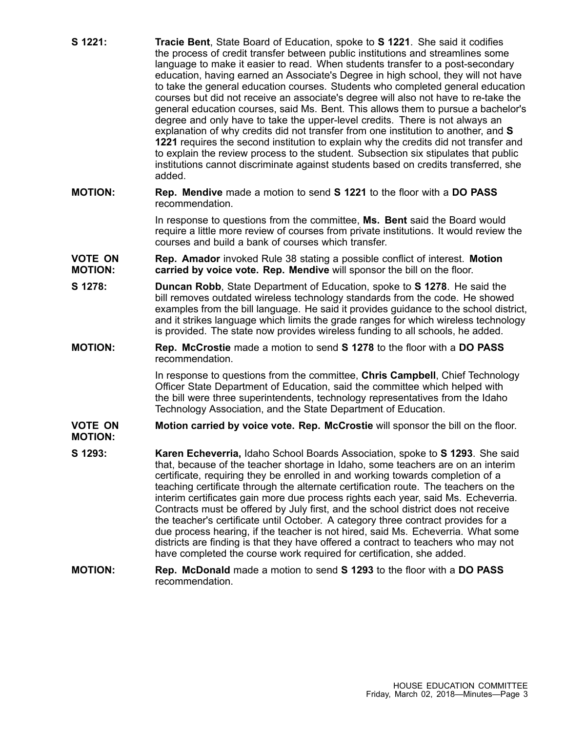**S 1221:** **Tracie Bent**, State Board of Education, spoke to **S 1221**. She said it codifies the process of credit transfer between public institutions and streamlines some language to make it easier to read. When students transfer to a post-secondary education, having earned an Associate's Degree in high school, they will not have to take the general education courses. Students who completed general education courses but did not receive an associate's degree will also not have to re-take the general education courses, said Ms. Bent. This allows them to pursue a bachelor's degree and only have to take the upper-level credits. There is not always an explanation of why credits did not transfer from one institution to another, and **S 1221** requires the second institution to explain why the credits did not transfer and to explain the review process to the student. Subsection six stipulates that public institutions cannot discriminate against students based on credits transferred, she added.

**MOTION:** **Rep. Mendive** made a motion to send **S 1221** to the floor with a **DO PASS** recommendation.

In response to questions from the committee, **Ms. Bent** said the Board would require a little more review of courses from private institutions. It would review the courses and build a bank of courses which transfer.

**VOTE ON MOTION:** **Rep. Amador** invoked Rule 38 stating a possible conflict of interest. **Motion carried by voice vote. Rep. Mendive** will sponsor the bill on the floor.

**S 1278:** **Duncan Robb**, State Department of Education, spoke to **S 1278**. He said the bill removes outdated wireless technology standards from the code. He showed examples from the bill language. He said it provides guidance to the school district, and it strikes language which limits the grade ranges for which wireless technology is provided. The state now provides wireless funding to all schools, he added.

**MOTION:** **Rep. McCrostie** made a motion to send **S 1278** to the floor with a **DO PASS** recommendation.

In response to questions from the committee, **Chris Campbell**, Chief Technology Officer State Department of Education, said the committee which helped with the bill were three superintendents, technology representatives from the Idaho Technology Association, and the State Department of Education.

**VOTE ON MOTION:** **Motion carried by voice vote. Rep. McCrostie** will sponsor the bill on the floor.

**S 1293:** **Karen Echeverria,** Idaho School Boards Association, spoke to **S 1293**. She said that, because of the teacher shortage in Idaho, some teachers are on an interim certificate, requiring they be enrolled in and working towards completion of a teaching certificate through the alternate certification route. The teachers on the interim certificates gain more due process rights each year, said Ms. Echeverria. Contracts must be offered by July first, and the school district does not receive the teacher's certificate until October. A category three contract provides for a due process hearing, if the teacher is not hired, said Ms. Echeverria. What some districts are finding is that they have offered a contract to teachers who may not have completed the course work required for certification, she added.

**MOTION:** **Rep. McDonald** made a motion to send **S 1293** to the floor with a **DO PASS** recommendation.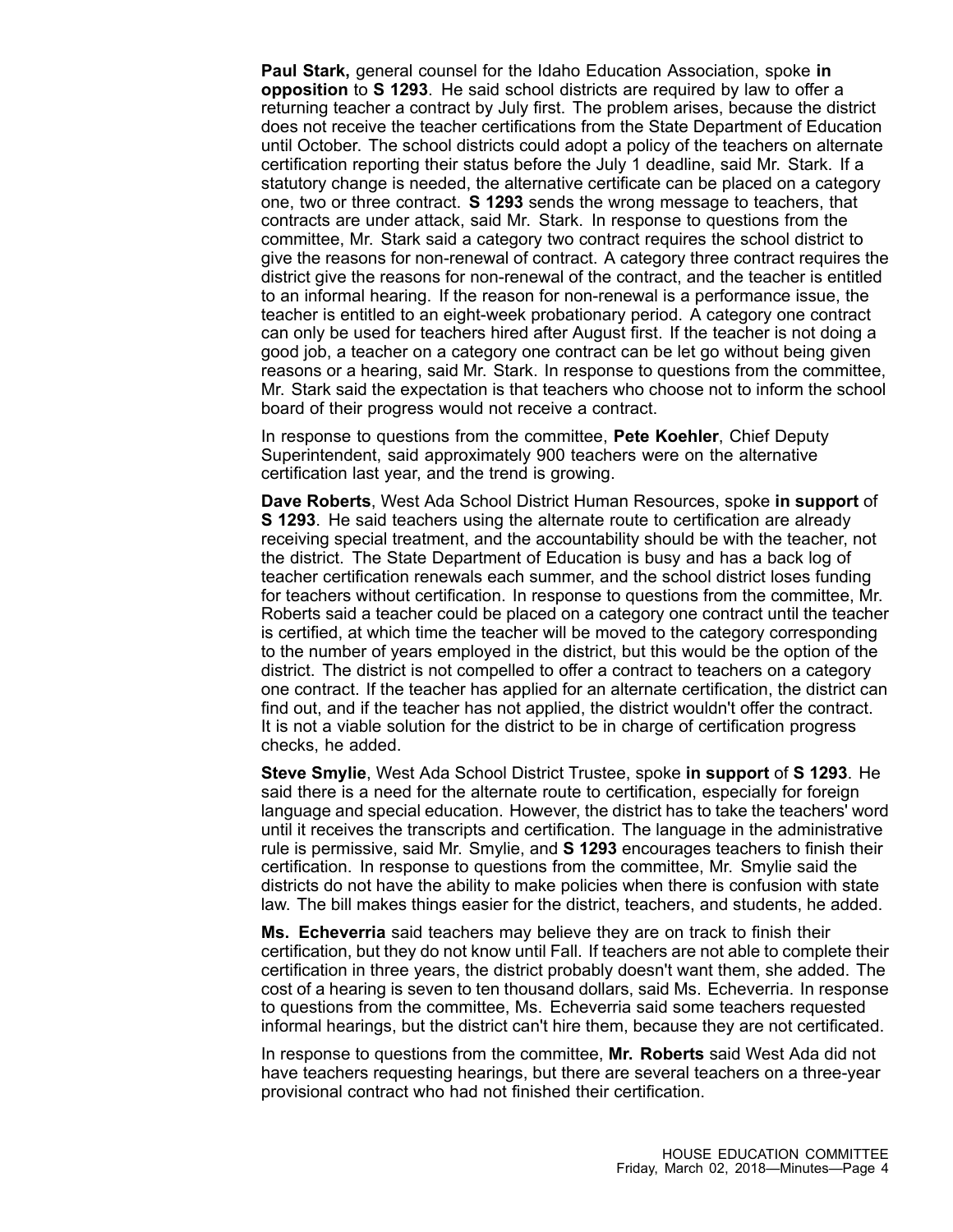**Paul Stark,** general counsel for the Idaho Education Association, spoke **in opposition** to **S 1293**. He said school districts are required by law to offer a returning teacher a contract by July first. The problem arises, because the district does not receive the teacher certifications from the State Department of Education until October. The school districts could adopt a policy of the teachers on alternate certification reporting their status before the July 1 deadline, said Mr. Stark. If a statutory change is needed, the alternative certificate can be placed on a category one, two or three contract. **S 1293** sends the wrong message to teachers, that contracts are under attack, said Mr. Stark. In response to questions from the committee, Mr. Stark said a category two contract requires the school district to give the reasons for non-renewal of contract. A category three contract requires the district give the reasons for non-renewal of the contract, and the teacher is entitled to an informal hearing. If the reason for non-renewal is a performance issue, the teacher is entitled to an eight-week probationary period. A category one contract can only be used for teachers hired after August first. If the teacher is not doing a good job, a teacher on a category one contract can be let go without being given reasons or a hearing, said Mr. Stark. In response to questions from the committee, Mr. Stark said the expectation is that teachers who choose not to inform the school board of their progress would not receive a contract.

In response to questions from the committee, **Pete Koehler**, Chief Deputy Superintendent, said approximately 900 teachers were on the alternative certification last year, and the trend is growing.

**Dave Roberts**, West Ada School District Human Resources, spoke **in support** of **S 1293**. He said teachers using the alternate route to certification are already receiving special treatment, and the accountability should be with the teacher, not the district. The State Department of Education is busy and has a back log of teacher certification renewals each summer, and the school district loses funding for teachers without certification. In response to questions from the committee, Mr. Roberts said a teacher could be placed on a category one contract until the teacher is certified, at which time the teacher will be moved to the category corresponding to the number of years employed in the district, but this would be the option of the district. The district is not compelled to offer a contract to teachers on a category one contract. If the teacher has applied for an alternate certification, the district can find out, and if the teacher has not applied, the district wouldn't offer the contract. It is not a viable solution for the district to be in charge of certification progress checks, he added.

**Steve Smylie**, West Ada School District Trustee, spoke **in support** of **S 1293**. He said there is a need for the alternate route to certification, especially for foreign language and special education. However, the district has to take the teachers' word until it receives the transcripts and certification. The language in the administrative rule is permissive, said Mr. Smylie, and **S 1293** encourages teachers to finish their certification. In response to questions from the committee, Mr. Smylie said the districts do not have the ability to make policies when there is confusion with state law. The bill makes things easier for the district, teachers, and students, he added.

**Ms. Echeverria** said teachers may believe they are on track to finish their certification, but they do not know until Fall. If teachers are not able to complete their certification in three years, the district probably doesn't want them, she added. The cost of a hearing is seven to ten thousand dollars, said Ms. Echeverria. In response to questions from the committee, Ms. Echeverria said some teachers requested informal hearings, but the district can't hire them, because they are not certificated.

In response to questions from the committee, **Mr. Roberts** said West Ada did not have teachers requesting hearings, but there are several teachers on a three-year provisional contract who had not finished their certification.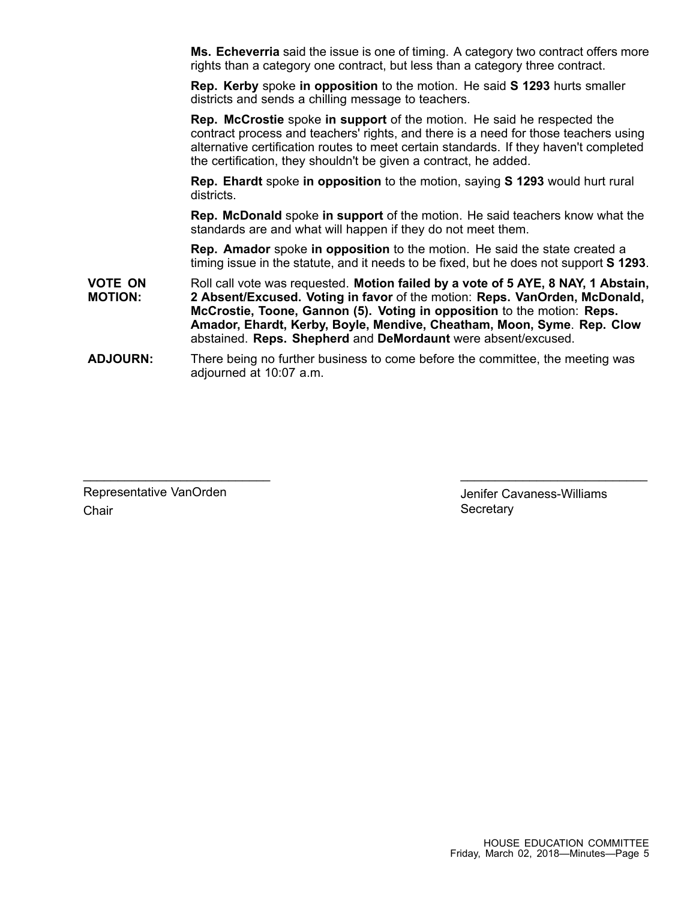**Ms. Echeverria** said the issue is one of timing. A category two contract offers more rights than a category one contract, but less than a category three contract.

**Rep. Kerby** spoke **in opposition** to the motion. He said **S 1293** hurts smaller districts and sends a chilling message to teachers.

**Rep. McCrostie** spoke **in support** of the motion. He said he respected the contract process and teachers' rights, and there is a need for those teachers using alternative certification routes to meet certain standards. If they haven't completed the certification, they shouldn't be given a contract, he added.

**Rep. Ehardt** spoke **in opposition** to the motion, saying **S 1293** would hurt rural districts.

**Rep. McDonald** spoke **in support** of the motion. He said teachers know what the standards are and what will happen if they do not meet them.

**Rep. Amador** spoke **in opposition** to the motion. He said the state created a timing issue in the statute, and it needs to be fixed, but he does not support **S 1293**.

**VOTE ON MOTION:** Roll call vote was requested. **Motion failed by a vote of 5 AYE, 8 NAY, 1 Abstain, 2 Absent/Excused. Voting in favor** of the motion: **Reps. VanOrden, McDonald, McCrostie, Toone, Gannon (5). Voting in opposition** to the motion: **Reps. Amador, Ehardt, Kerby, Boyle, Mendive, Cheatham, Moon, Syme**. **Rep. Clow** abstained. **Reps. Shepherd** and **DeMordaunt** were absent/excused.

**ADJOURN:** There being no further business to come before the committee, the meeting was adjourned at 10:07 a.m.

___________________________
Representative VanOrden
Chair

___________________________
Jenifer Cavaness-Williams
Secretary